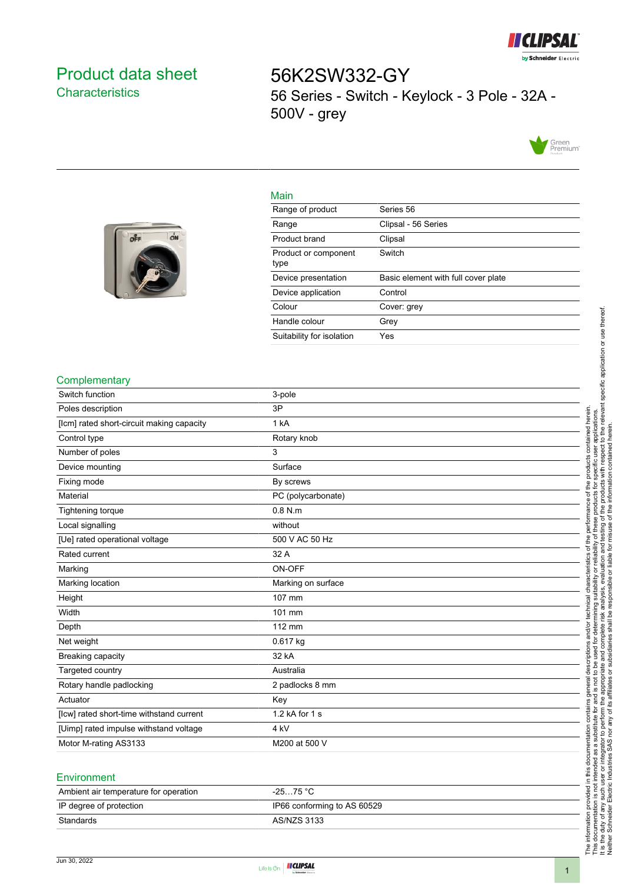# Product data sheet

## Characteristics

# 56K2SW332-GY

56 Series - Switch - Keylock - 3 Pole - 32A - 500V - grey

## Main

| | |
|---|---|
| Range of product | Series 56 |
| Range | Clipsal - 56 Series |
| Product brand | Clipsal |
| Product or component type | Switch |
| Device presentation | Basic element with full cover plate |
| Device application | Control |
| Colour | Cover: grey |
| Handle colour | Grey |
| Suitability for isolation | Yes |

## Complementary

| | |
|---|---|
| Switch function | 3-pole |
| Poles description | 3P |
| [Icm] rated short-circuit making capacity | 1 kA |
| Control type | Rotary knob |
| Number of poles | 3 |
| Device mounting | Surface |
| Fixing mode | By screws |
| Material | PC (polycarbonate) |
| Tightening torque | 0.8 N.m |
| Local signalling | without |
| [Ue] rated operational voltage | 500 V AC 50 Hz |
| Rated current | 32 A |
| Marking | ON-OFF |
| Marking location | Marking on surface |
| Height | 107 mm |
| Width | 101 mm |
| Depth | 112 mm |
| Net weight | 0.617 kg |
| Breaking capacity | 32 kA |
| Targeted country | Australia |
| Rotary handle padlocking | 2 padlocks 8 mm |
| Actuator | Key |
| [Icw] rated short-time withstand current | 1.2 kA for 1 s |
| [Uimp] rated impulse withstand voltage | 4 kV |
| Motor M-rating AS3133 | M200 at 500 V |

## Environment

| | |
|---|---|
| Ambient air temperature for operation | -25…75 °C |
| IP degree of protection | IP66 conforming to AS 60529 |
| Standards | AS/NZS 3133 |

The information provided in this documentation contains general descriptions and/or technical characteristics of the performance of the products contained herein. This documentation is not intended as a substitute for and is not to be used for determining suitability or reliability of these products for specific user applications. It is the duty of any such user or integrator to perform the appropriate and complete risk analysis, evaluation and testing of the products with respect to the relevant specific application or use thereof. Neither Schneider Electric Industries SAS nor any of its affiliates or subsidiaries shall be responsible or liable for misuse of the information contained herein.

Jun 30, 2022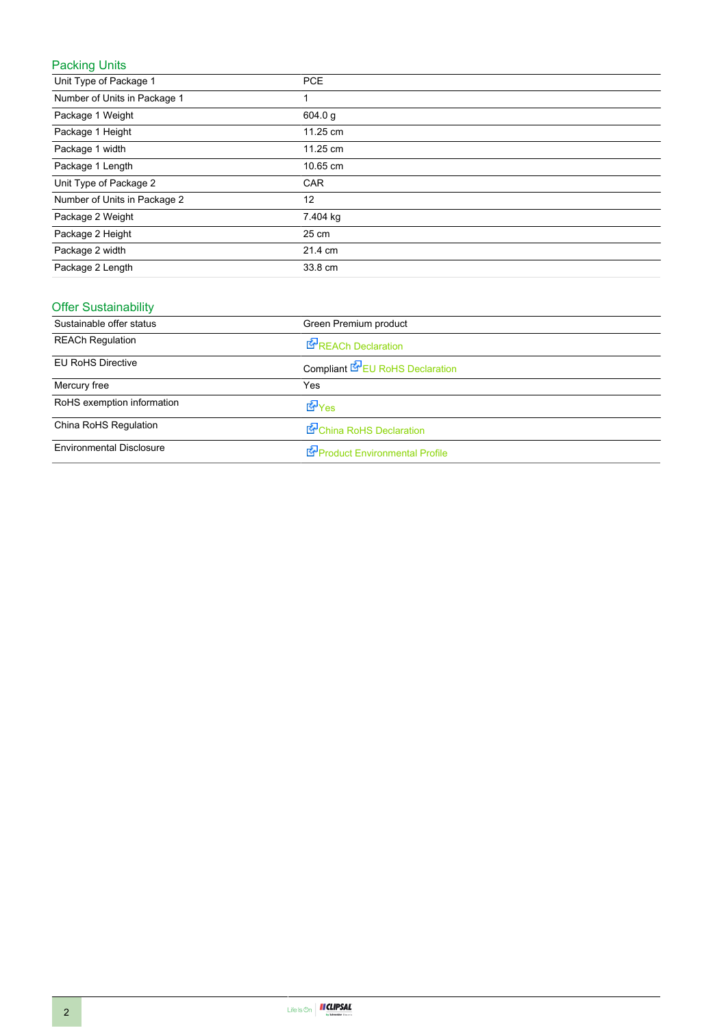## Packing Units

| | |
|---|---|
| Unit Type of Package 1 | PCE |
| Number of Units in Package 1 | 1 |
| Package 1 Weight | 604.0 g |
| Package 1 Height | 11.25 cm |
| Package 1 width | 11.25 cm |
| Package 1 Length | 10.65 cm |
| Unit Type of Package 2 | CAR |
| Number of Units in Package 2 | 12 |
| Package 2 Weight | 7.404 kg |
| Package 2 Height | 25 cm |
| Package 2 width | 21.4 cm |
| Package 2 Length | 33.8 cm |

## Offer Sustainability

| | |
|---|---|
| Sustainable offer status | Green Premium product |
| REACh Regulation | REACh Declaration |
| EU RoHS Directive | Compliant EU RoHS Declaration |
| Mercury free | Yes |
| RoHS exemption information | Yes |
| China RoHS Regulation | China RoHS Declaration |
| Environmental Disclosure | Product Environmental Profile |